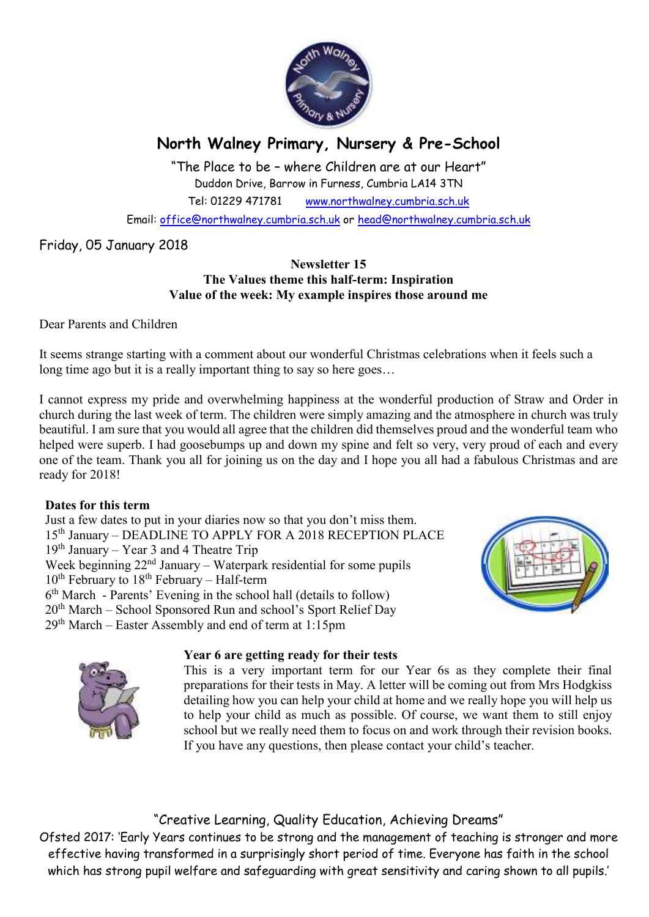# North Walney Primary, Nursery & Pre-School

"The Place to be – where Children are at our Heart"
Duddon Drive, Barrow in Furness, Cumbria LA14 3TN
Tel: 01229 471781 www.northwalney.cumbria.sch.uk
Email: office@northwalney.cumbria.sch.uk or head@northwalney.cumbria.sch.uk

Friday, 05 January 2018

**Newsletter 15**
**The Values theme this half-term: Inspiration**
**Value of the week: My example inspires those around me**

Dear Parents and Children

It seems strange starting with a comment about our wonderful Christmas celebrations when it feels such a long time ago but it is a really important thing to say so here goes…

I cannot express my pride and overwhelming happiness at the wonderful production of Straw and Order in church during the last week of term. The children were simply amazing and the atmosphere in church was truly beautiful. I am sure that you would all agree that the children did themselves proud and the wonderful team who helped were superb. I had goosebumps up and down my spine and felt so very, very proud of each and every one of the team. Thank you all for joining us on the day and I hope you all had a fabulous Christmas and are ready for 2018!

**Dates for this term**

Just a few dates to put in your diaries now so that you don't miss them.
15th January – DEADLINE TO APPLY FOR A 2018 RECEPTION PLACE
19th January – Year 3 and 4 Theatre Trip
Week beginning 22nd January – Waterpark residential for some pupils
10th February to 18th February – Half-term
6th March - Parents' Evening in the school hall (details to follow)
20th March – School Sponsored Run and school's Sport Relief Day
29th March – Easter Assembly and end of term at 1:15pm

**Year 6 are getting ready for their tests**

This is a very important term for our Year 6s as they complete their final preparations for their tests in May. A letter will be coming out from Mrs Hodgkiss detailing how you can help your child at home and we really hope you will help us to help your child as much as possible. Of course, we want them to still enjoy school but we really need them to focus on and work through their revision books. If you have any questions, then please contact your child's teacher.

"Creative Learning, Quality Education, Achieving Dreams"
Ofsted 2017: 'Early Years continues to be strong and the management of teaching is stronger and more effective having transformed in a surprisingly short period of time. Everyone has faith in the school which has strong pupil welfare and safeguarding with great sensitivity and caring shown to all pupils.'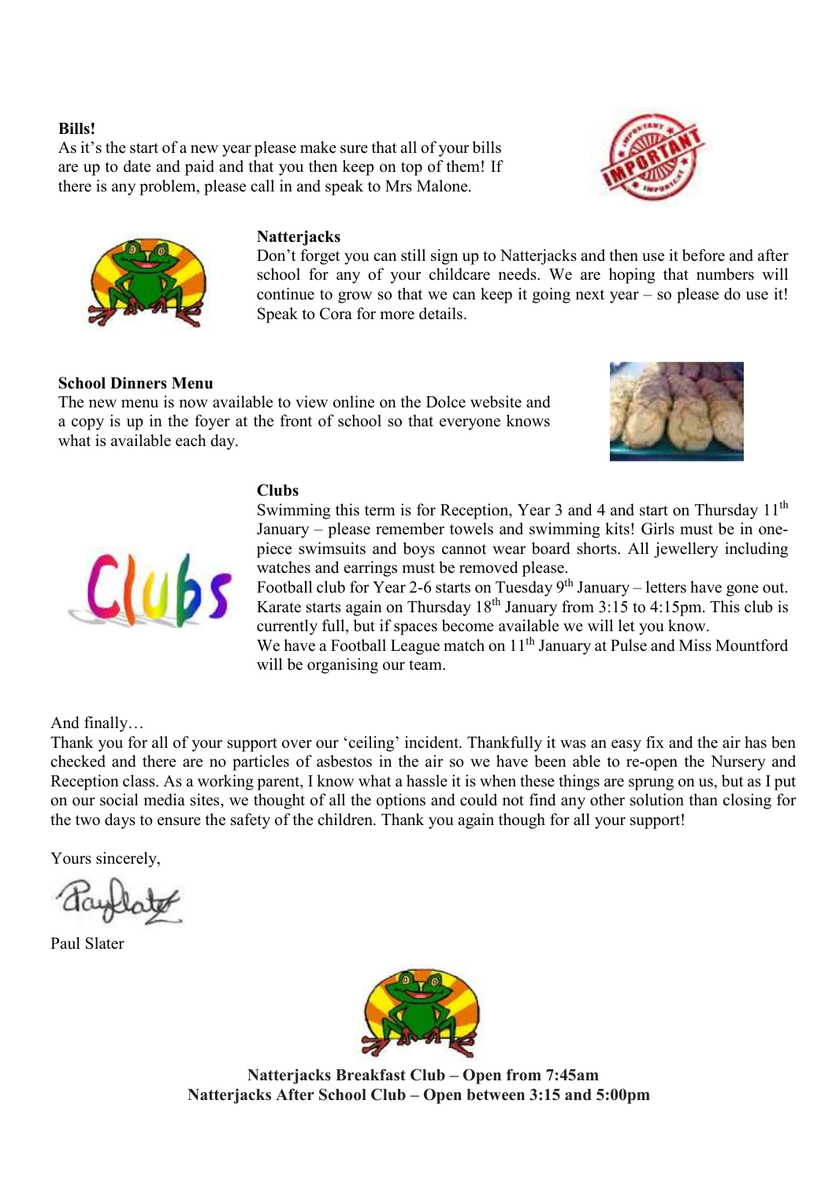**Bills!**

As it's the start of a new year please make sure that all of your bills are up to date and paid and that you then keep on top of them! If there is any problem, please call in and speak to Mrs Malone.

**Natterjacks**

Don't forget you can still sign up to Natterjacks and then use it before and after school for any of your childcare needs. We are hoping that numbers will continue to grow so that we can keep it going next year – so please do use it! Speak to Cora for more details.

**School Dinners Menu**

The new menu is now available to view online on the Dolce website and a copy is up in the foyer at the front of school so that everyone knows what is available each day.

**Clubs**

Swimming this term is for Reception, Year 3 and 4 and start on Thursday 11th January – please remember towels and swimming kits! Girls must be in one-piece swimsuits and boys cannot wear board shorts. All jewellery including watches and earrings must be removed please.

Football club for Year 2-6 starts on Tuesday 9th January – letters have gone out.

Karate starts again on Thursday 18th January from 3:15 to 4:15pm. This club is currently full, but if spaces become available we will let you know.

We have a Football League match on 11th January at Pulse and Miss Mountford will be organising our team.

And finally…

Thank you for all of your support over our 'ceiling' incident. Thankfully it was an easy fix and the air has ben checked and there are no particles of asbestos in the air so we have been able to re-open the Nursery and Reception class. As a working parent, I know what a hassle it is when these things are sprung on us, but as I put on our social media sites, we thought of all the options and could not find any other solution than closing for the two days to ensure the safety of the children. Thank you again though for all your support!

Yours sincerely,

Paul Slater

**Natterjacks Breakfast Club – Open from 7:45am**
**Natterjacks After School Club – Open between 3:15 and 5:00pm**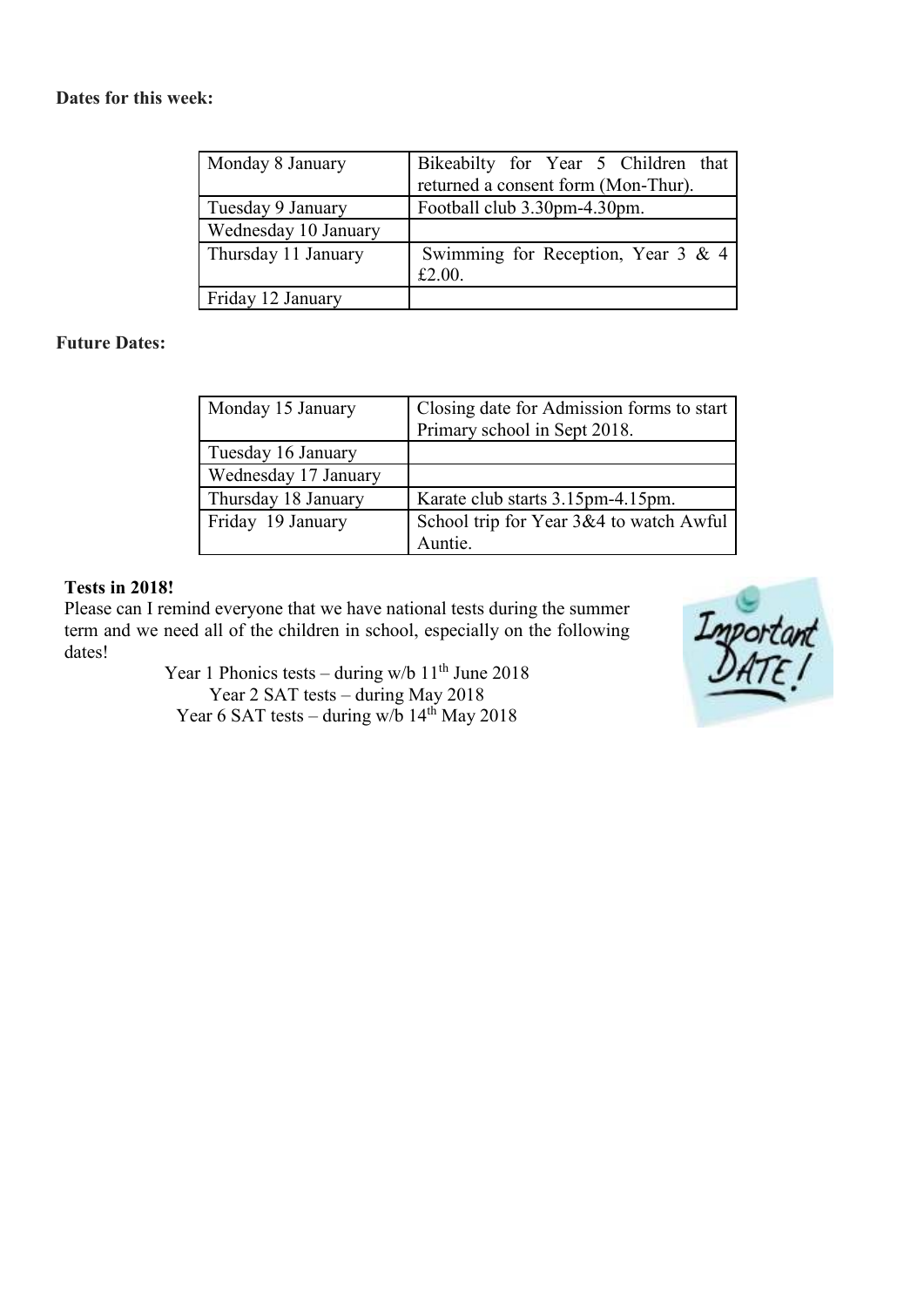**Dates for this week:**

| | |
|---|---|
| Monday 8 January | Bikeabilty for Year 5 Children that returned a consent form (Mon-Thur). |
| Tuesday 9 January | Football club 3.30pm-4.30pm. |
| Wednesday 10 January | |
| Thursday 11 January | Swimming for Reception, Year 3 & 4 £2.00. |
| Friday 12 January | |

**Future Dates:**

| | |
|---|---|
| Monday 15 January | Closing date for Admission forms to start Primary school in Sept 2018. |
| Tuesday 16 January | |
| Wednesday 17 January | |
| Thursday 18 January | Karate club starts 3.15pm-4.15pm. |
| Friday 19 January | School trip for Year 3&4 to watch Awful Auntie. |

**Tests in 2018!**

Please can I remind everyone that we have national tests during the summer term and we need all of the children in school, especially on the following dates!

Year 1 Phonics tests – during w/b 11th June 2018

Year 2 SAT tests – during May 2018

Year 6 SAT tests – during w/b 14th May 2018